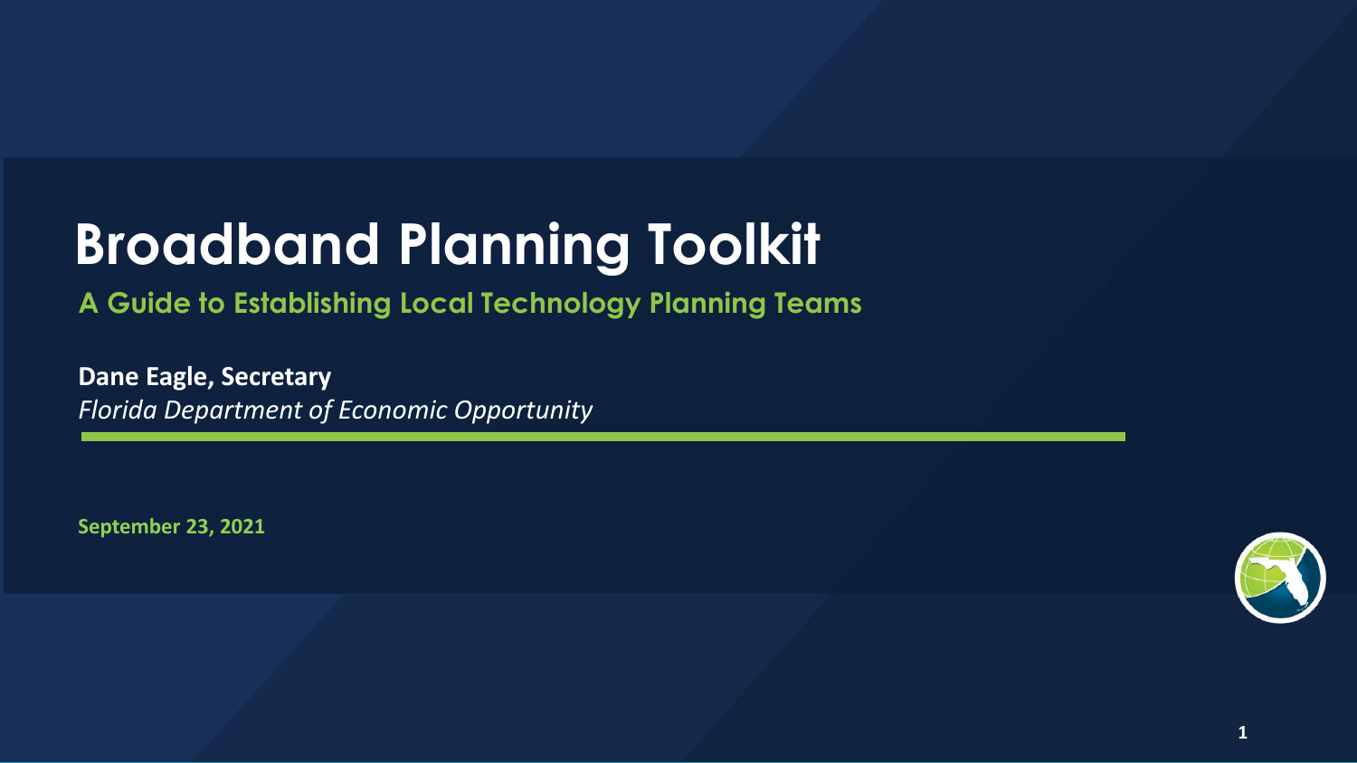# Broadband Planning Toolkit

## A Guide to Establishing Local Technology Planning Teams

**Dane Eagle, Secretary**
*Florida Department of Economic Opportunity*

**September 23, 2021**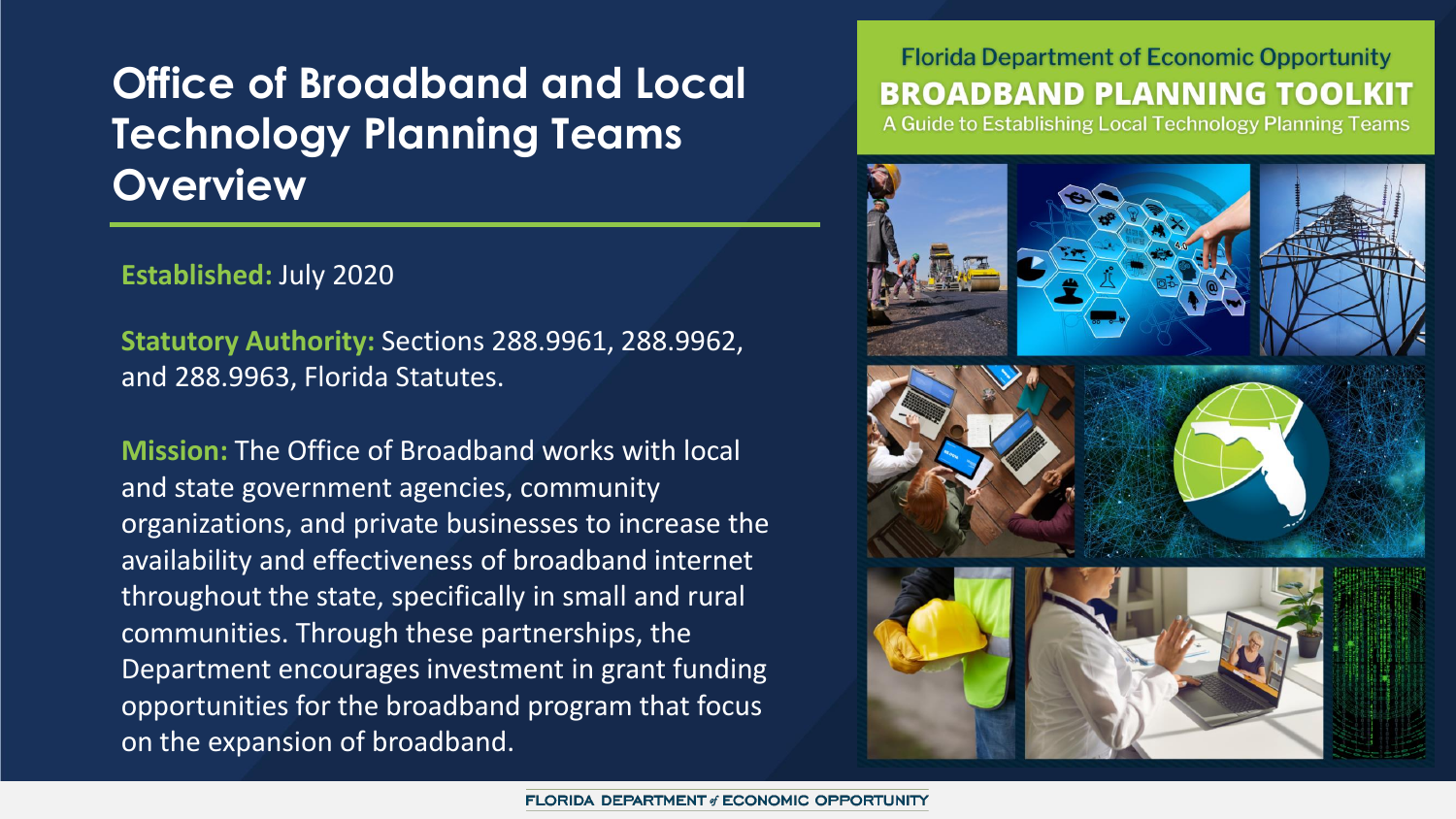# Office of Broadband and Local Technology Planning Teams Overview

**Established:** July 2020

**Statutory Authority:** Sections 288.9961, 288.9962, and 288.9963, Florida Statutes.

**Mission:** The Office of Broadband works with local and state government agencies, community organizations, and private businesses to increase the availability and effectiveness of broadband internet throughout the state, specifically in small and rural communities. Through these partnerships, the Department encourages investment in grant funding opportunities for the broadband program that focus on the expansion of broadband.

Florida Department of Economic Opportunity

**BROADBAND PLANNING TOOLKIT**

A Guide to Establishing Local Technology Planning Teams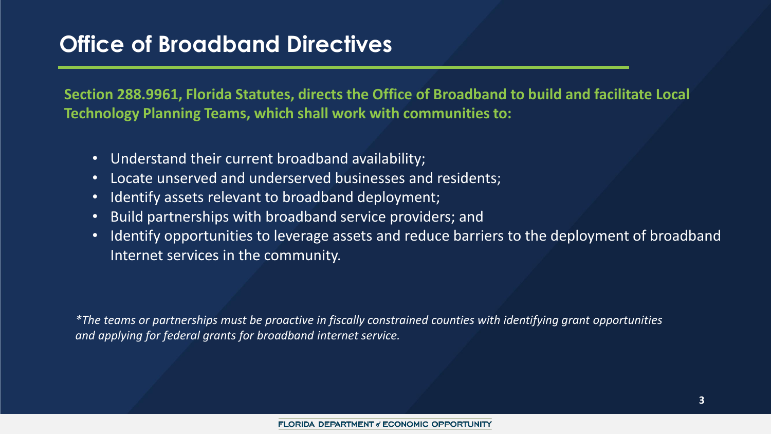# Office of Broadband Directives

**Section 288.9961, Florida Statutes, directs the Office of Broadband to build and facilitate Local Technology Planning Teams, which shall work with communities to:**

- Understand their current broadband availability;
- Locate unserved and underserved businesses and residents;
- Identify assets relevant to broadband deployment;
- Build partnerships with broadband service providers; and
- Identify opportunities to leverage assets and reduce barriers to the deployment of broadband Internet services in the community.

*\*The teams or partnerships must be proactive in fiscally constrained counties with identifying grant opportunities and applying for federal grants for broadband internet service.*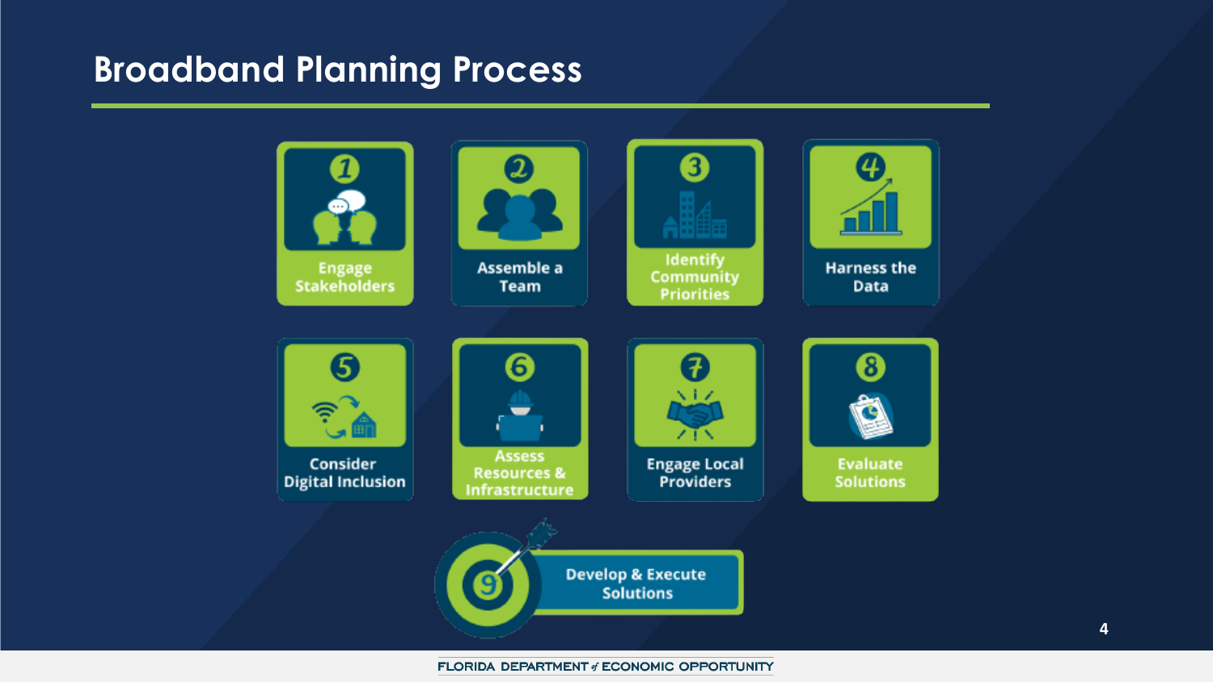# Broadband Planning Process

1. Engage Stakeholders
2. Assemble a Team
3. Identify Community Priorities
4. Harness the Data
5. Consider Digital Inclusion
6. Assess Resources & Infrastructure
7. Engage Local Providers
8. Evaluate Solutions
9. Develop & Execute Solutions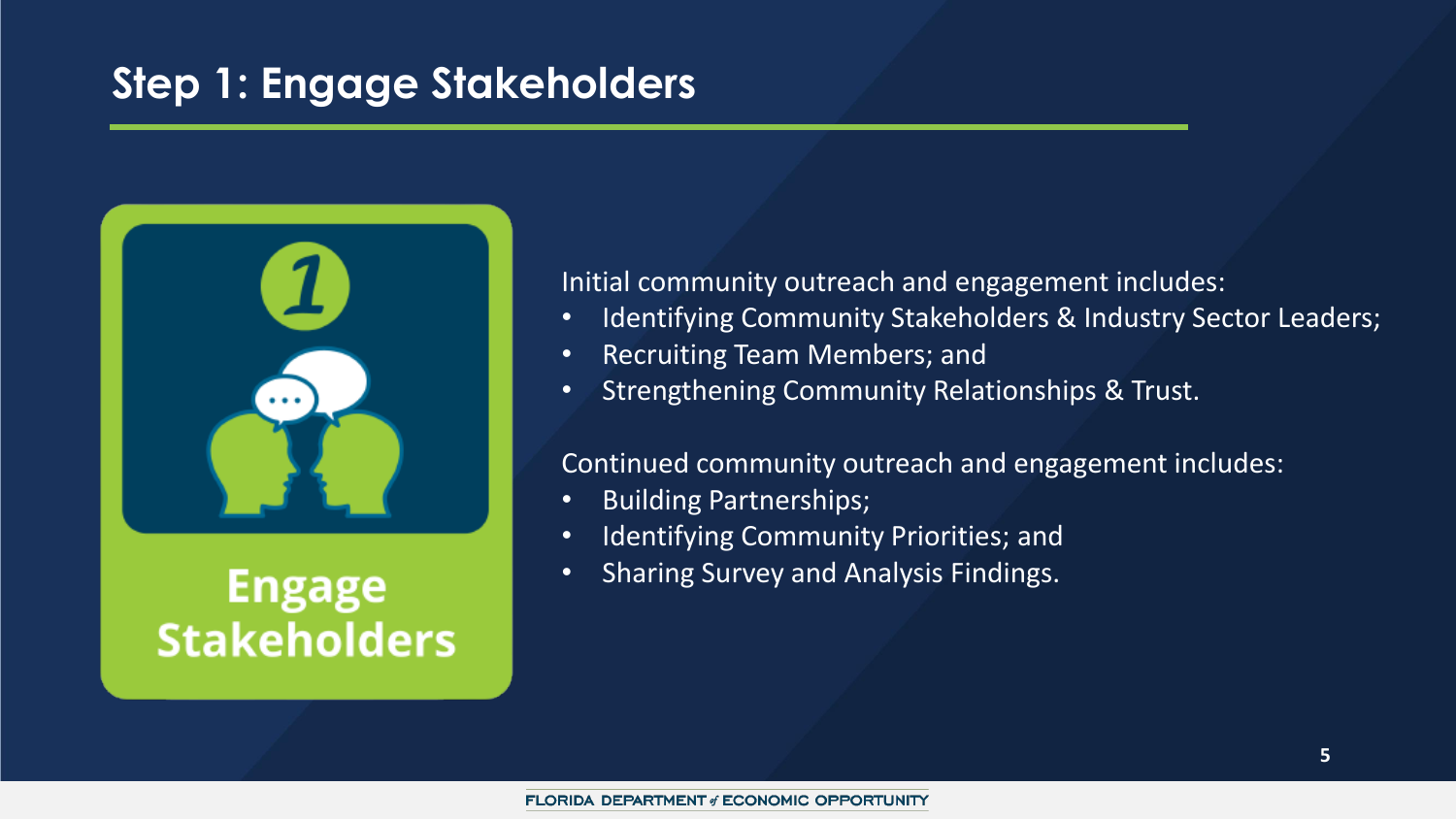## Step 1: Engage Stakeholders

Engage Stakeholders

Initial community outreach and engagement includes:

- Identifying Community Stakeholders & Industry Sector Leaders;
- Recruiting Team Members; and
- Strengthening Community Relationships & Trust.

Continued community outreach and engagement includes:

- Building Partnerships;
- Identifying Community Priorities; and
- Sharing Survey and Analysis Findings.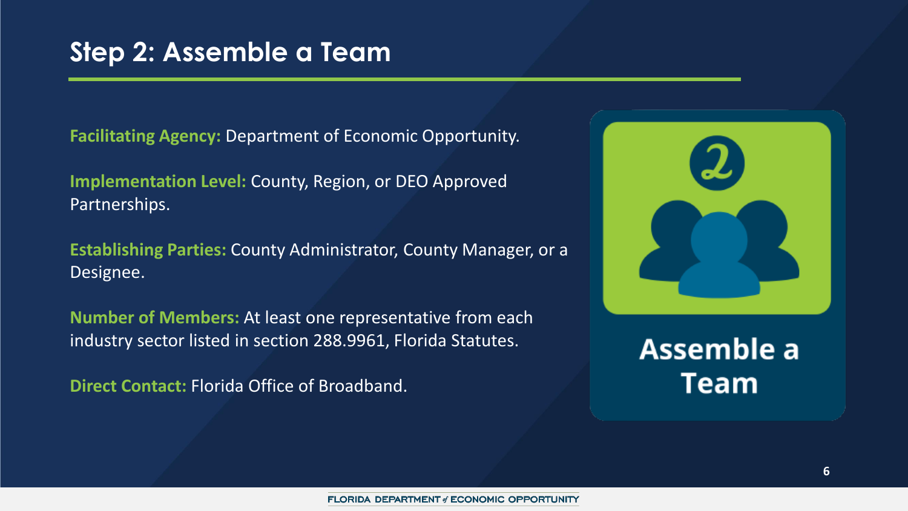## Step 2: Assemble a Team

**Facilitating Agency:** Department of Economic Opportunity.

**Implementation Level:** County, Region, or DEO Approved Partnerships.

**Establishing Parties:** County Administrator, County Manager, or a Designee.

**Number of Members:** At least one representative from each industry sector listed in section 288.9961, Florida Statutes.

**Direct Contact:** Florida Office of Broadband.

Assemble a Team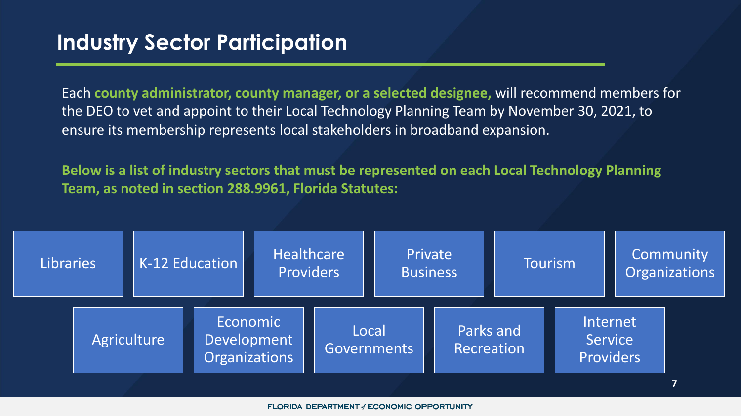# Industry Sector Participation

Each **county administrator, county manager, or a selected designee,** will recommend members for the DEO to vet and appoint to their Local Technology Planning Team by November 30, 2021, to ensure its membership represents local stakeholders in broadband expansion.

**Below is a list of industry sectors that must be represented on each Local Technology Planning Team, as noted in section 288.9961, Florida Statutes:**

- Libraries
- K-12 Education
- Healthcare Providers
- Private Business
- Tourism
- Community Organizations
- Agriculture
- Economic Development Organizations
- Local Governments
- Parks and Recreation
- Internet Service Providers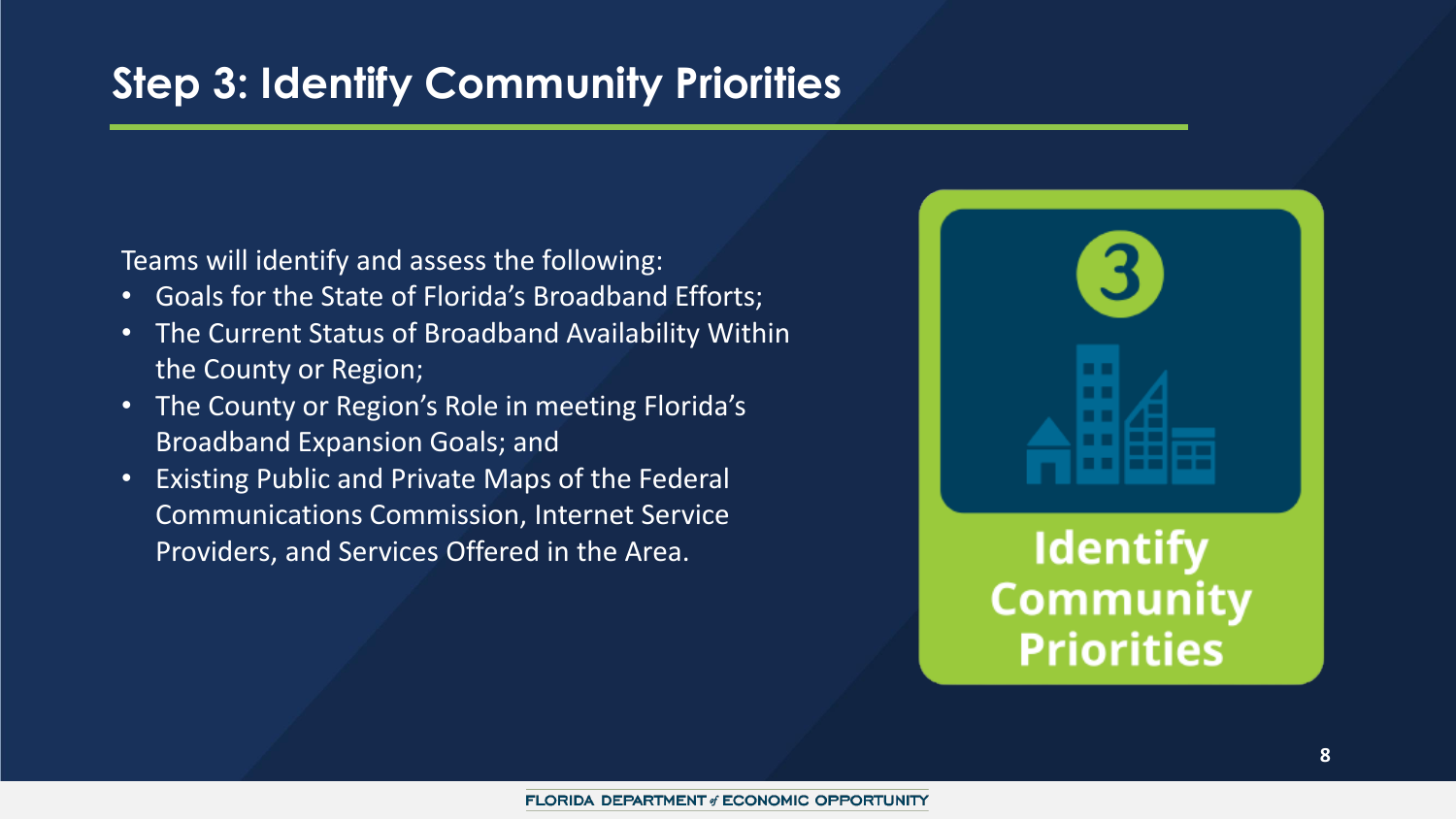# Step 3: Identify Community Priorities

Teams will identify and assess the following:

- Goals for the State of Florida's Broadband Efforts;
- The Current Status of Broadband Availability Within the County or Region;
- The County or Region's Role in meeting Florida's Broadband Expansion Goals; and
- Existing Public and Private Maps of the Federal Communications Commission, Internet Service Providers, and Services Offered in the Area.

3

**Identify Community Priorities**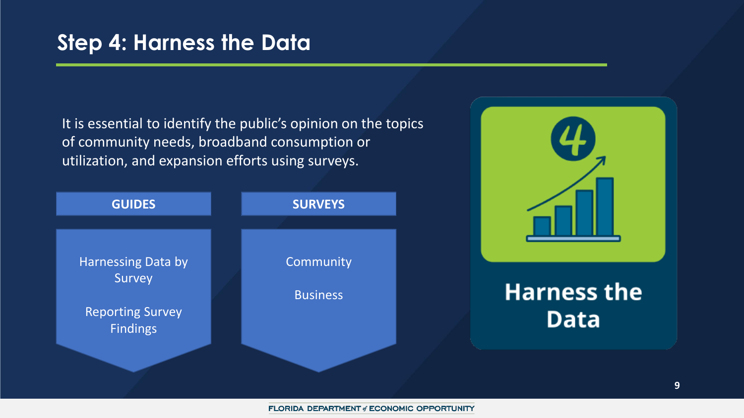# Step 4: Harness the Data

It is essential to identify the public's opinion on the topics of community needs, broadband consumption or utilization, and expansion efforts using surveys.

**GUIDES**

- Harnessing Data by Survey
- Reporting Survey Findings

**SURVEYS**

- Community
- Business

**Harness the Data**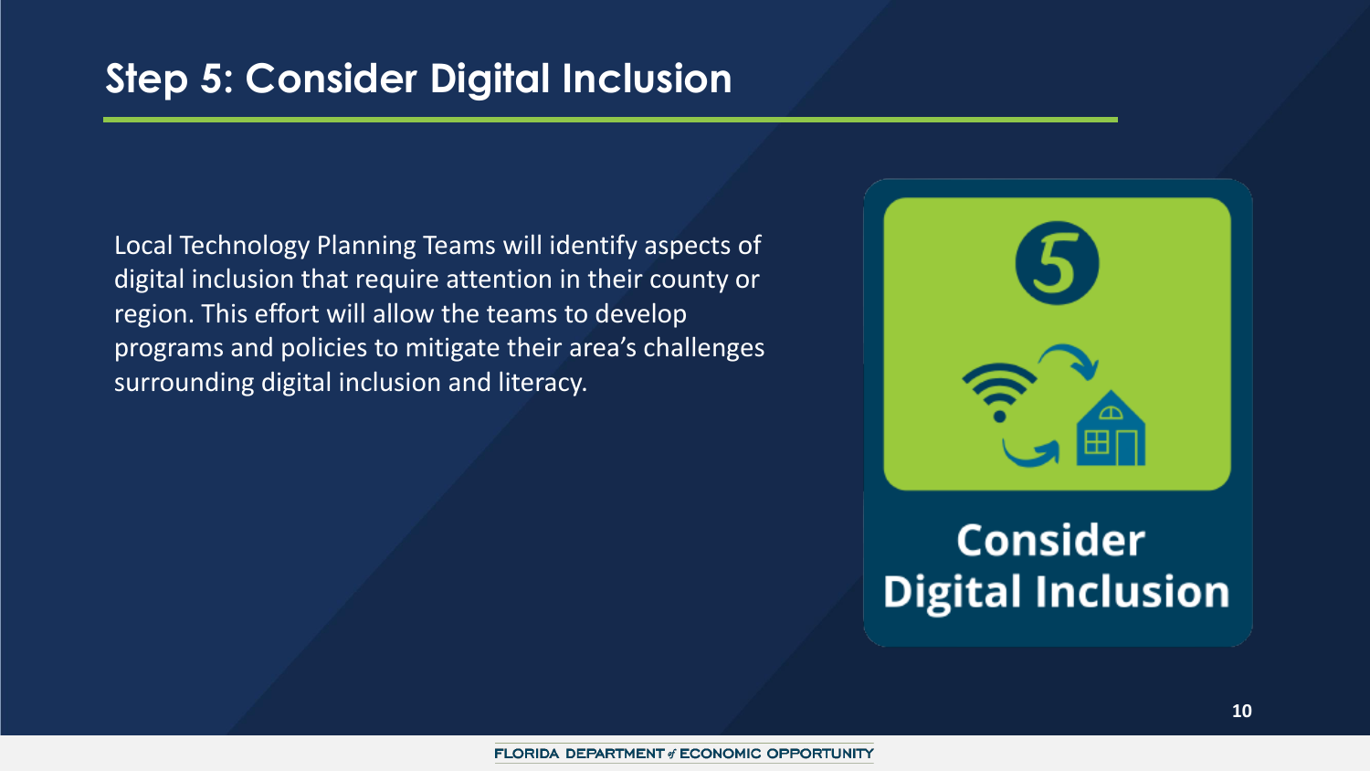## Step 5: Consider Digital Inclusion

Local Technology Planning Teams will identify aspects of digital inclusion that require attention in their county or region. This effort will allow the teams to develop programs and policies to mitigate their area's challenges surrounding digital inclusion and literacy.

5

**Consider Digital Inclusion**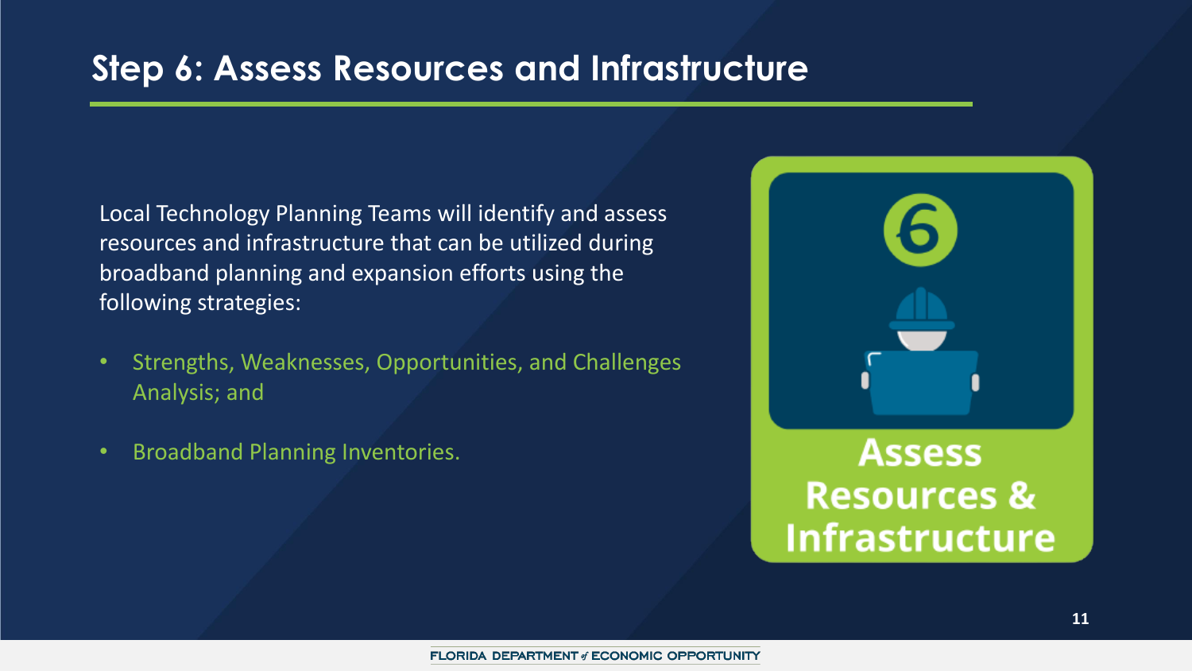## Step 6: Assess Resources and Infrastructure

Local Technology Planning Teams will identify and assess resources and infrastructure that can be utilized during broadband planning and expansion efforts using the following strategies:

- Strengths, Weaknesses, Opportunities, and Challenges Analysis; and
- Broadband Planning Inventories.

6

Assess Resources & Infrastructure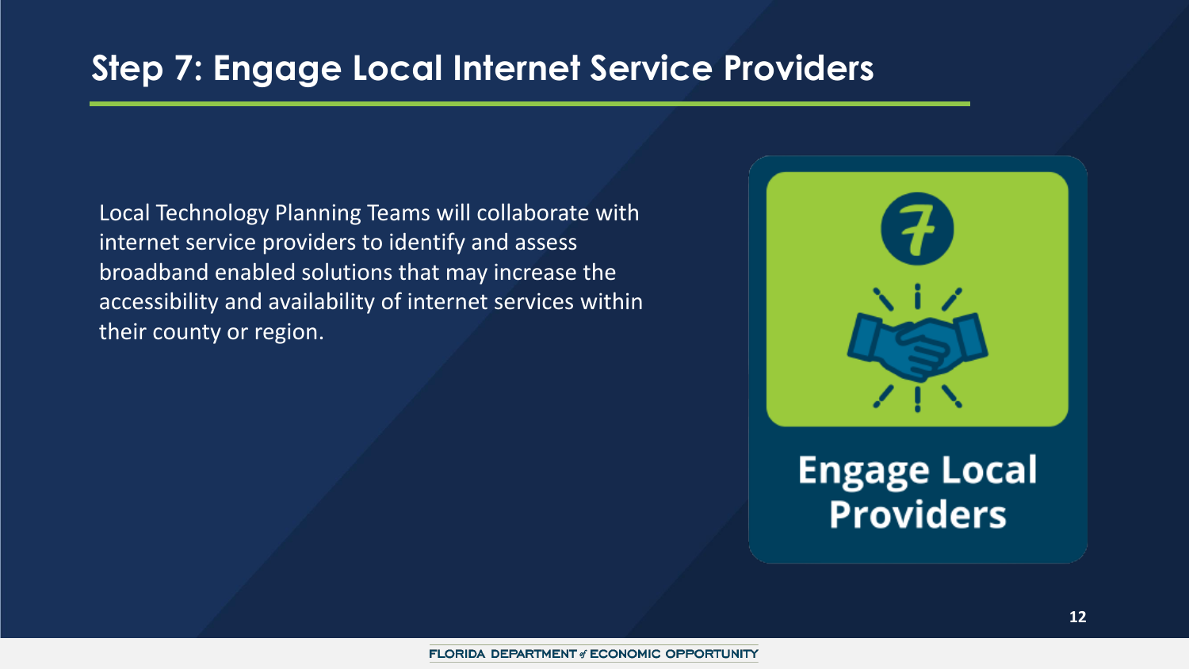## Step 7: Engage Local Internet Service Providers

Local Technology Planning Teams will collaborate with internet service providers to identify and assess broadband enabled solutions that may increase the accessibility and availability of internet services within their county or region.

7

**Engage Local Providers**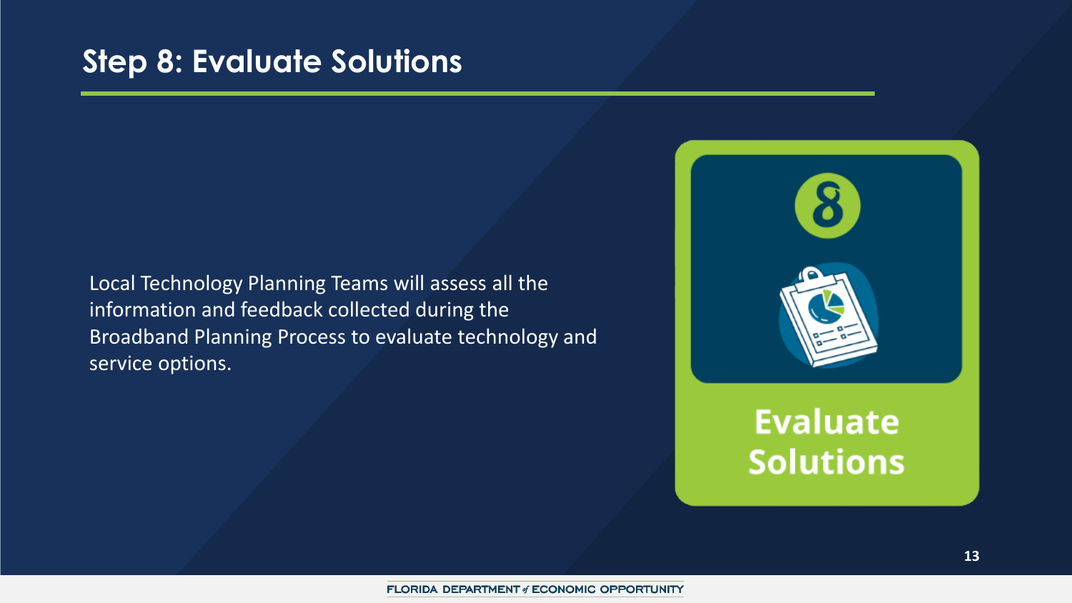# Step 8: Evaluate Solutions

Local Technology Planning Teams will assess all the information and feedback collected during the Broadband Planning Process to evaluate technology and service options.

8

Evaluate Solutions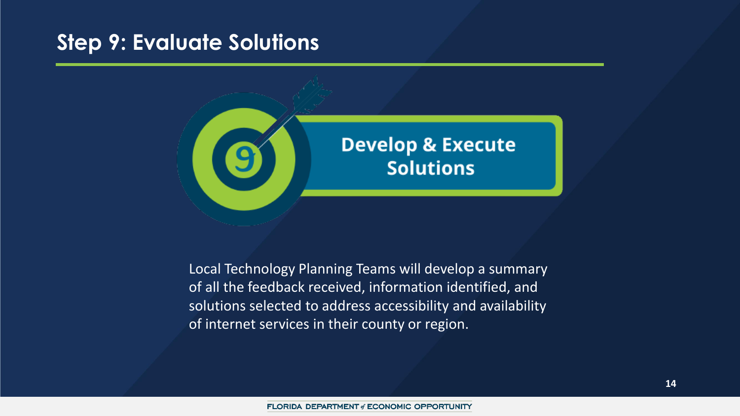# Step 9: Evaluate Solutions

9

**Develop & Execute Solutions**

Local Technology Planning Teams will develop a summary of all the feedback received, information identified, and solutions selected to address accessibility and availability of internet services in their county or region.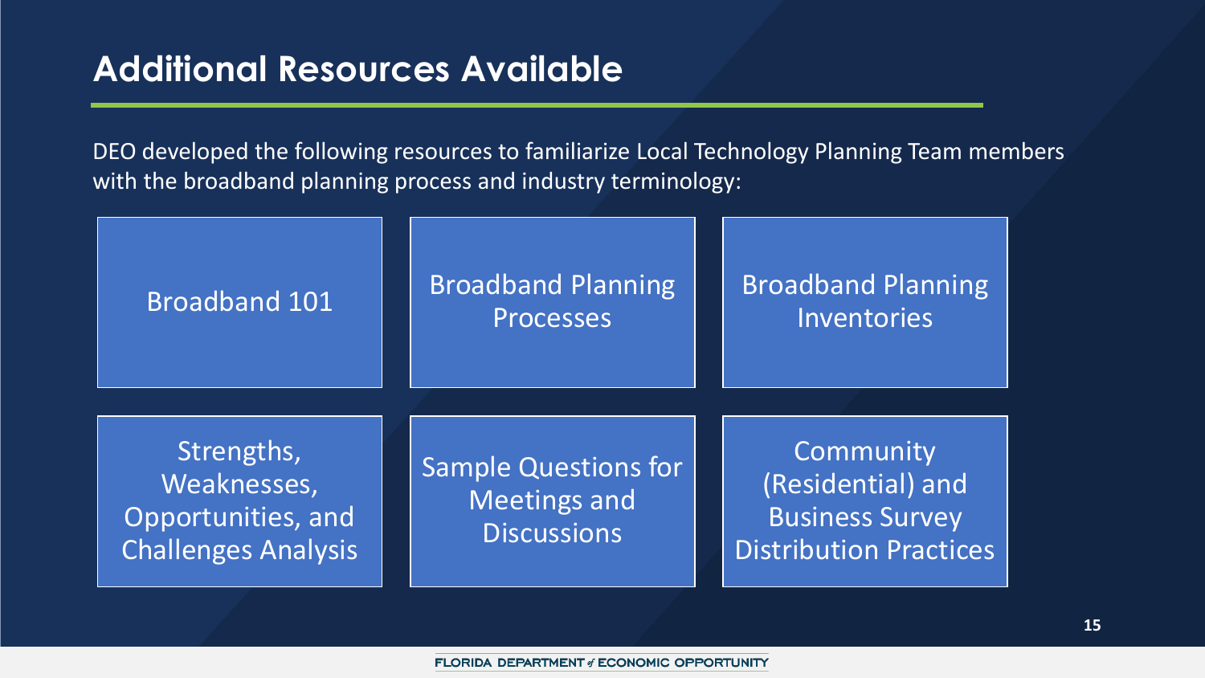## Additional Resources Available

DEO developed the following resources to familiarize Local Technology Planning Team members with the broadband planning process and industry terminology:

- Broadband 101
- Broadband Planning Processes
- Broadband Planning Inventories
- Strengths, Weaknesses, Opportunities, and Challenges Analysis
- Sample Questions for Meetings and Discussions
- Community (Residential) and Business Survey Distribution Practices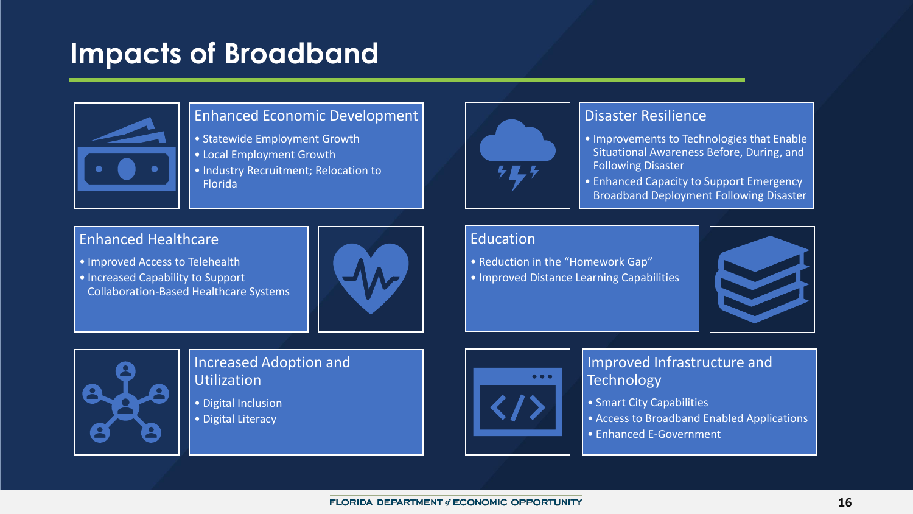# Impacts of Broadband

## Enhanced Economic Development

- Statewide Employment Growth
- Local Employment Growth
- Industry Recruitment; Relocation to Florida

## Disaster Resilience

- Improvements to Technologies that Enable Situational Awareness Before, During, and Following Disaster
- Enhanced Capacity to Support Emergency Broadband Deployment Following Disaster

## Enhanced Healthcare

- Improved Access to Telehealth
- Increased Capability to Support Collaboration-Based Healthcare Systems

## Education

- Reduction in the "Homework Gap"
- Improved Distance Learning Capabilities

## Increased Adoption and Utilization

- Digital Inclusion
- Digital Literacy

## Improved Infrastructure and Technology

- Smart City Capabilities
- Access to Broadband Enabled Applications
- Enhanced E-Government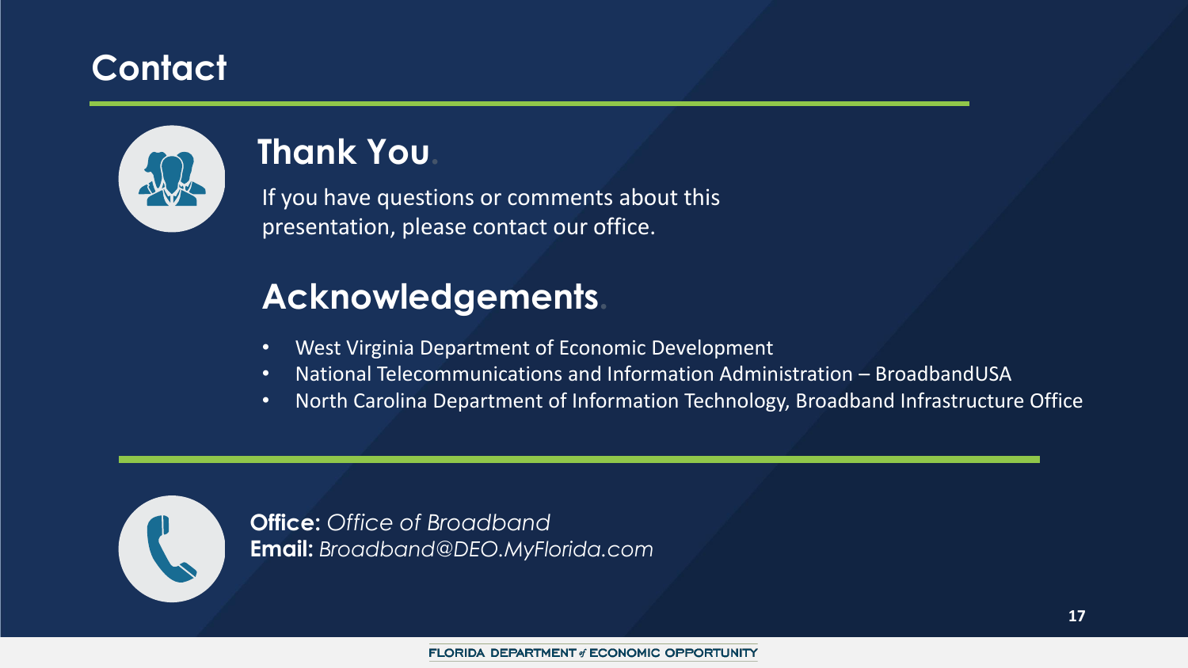# Contact

## Thank You.

If you have questions or comments about this presentation, please contact our office.

## Acknowledgements.

- West Virginia Department of Economic Development
- National Telecommunications and Information Administration – BroadbandUSA
- North Carolina Department of Information Technology, Broadband Infrastructure Office

**Office:** *Office of Broadband*
**Email:** *Broadband@DEO.MyFlorida.com*